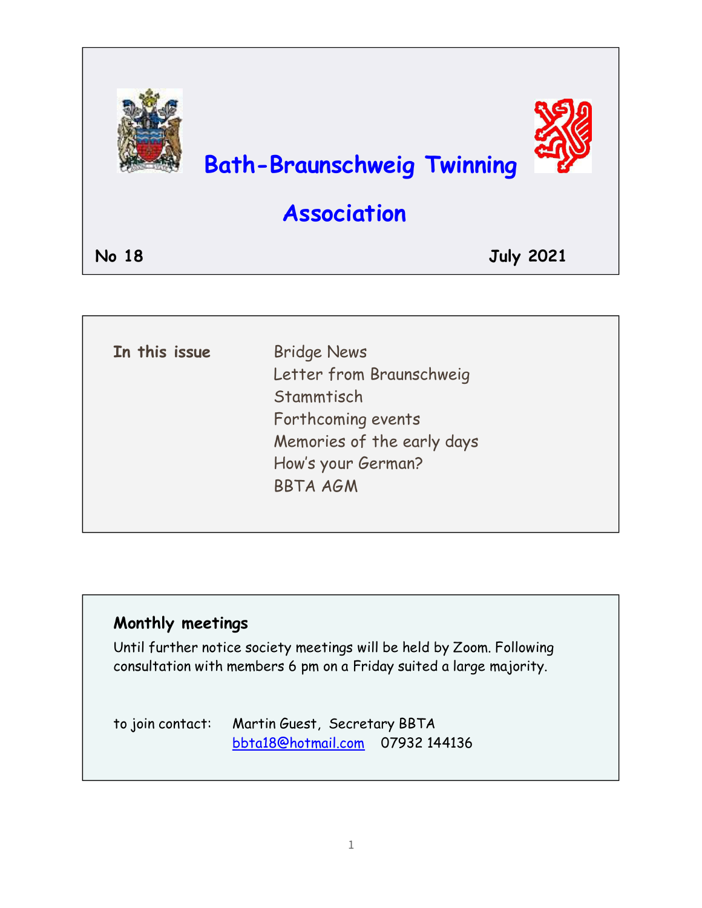# Bath-Braunschweig Twinning Association

**No 18** **July 2021**

**In this issue**

- Bridge News
- Letter from Braunschweig
- Stammtisch
- Forthcoming events
- Memories of the early days
- How's your German?
- BBTA AGM

## Monthly meetings

Until further notice society meetings will be held by Zoom. Following consultation with members 6 pm on a Friday suited a large majority.

to join contact: Martin Guest, Secretary BBTA
bbta18@hotmail.com 07932 144136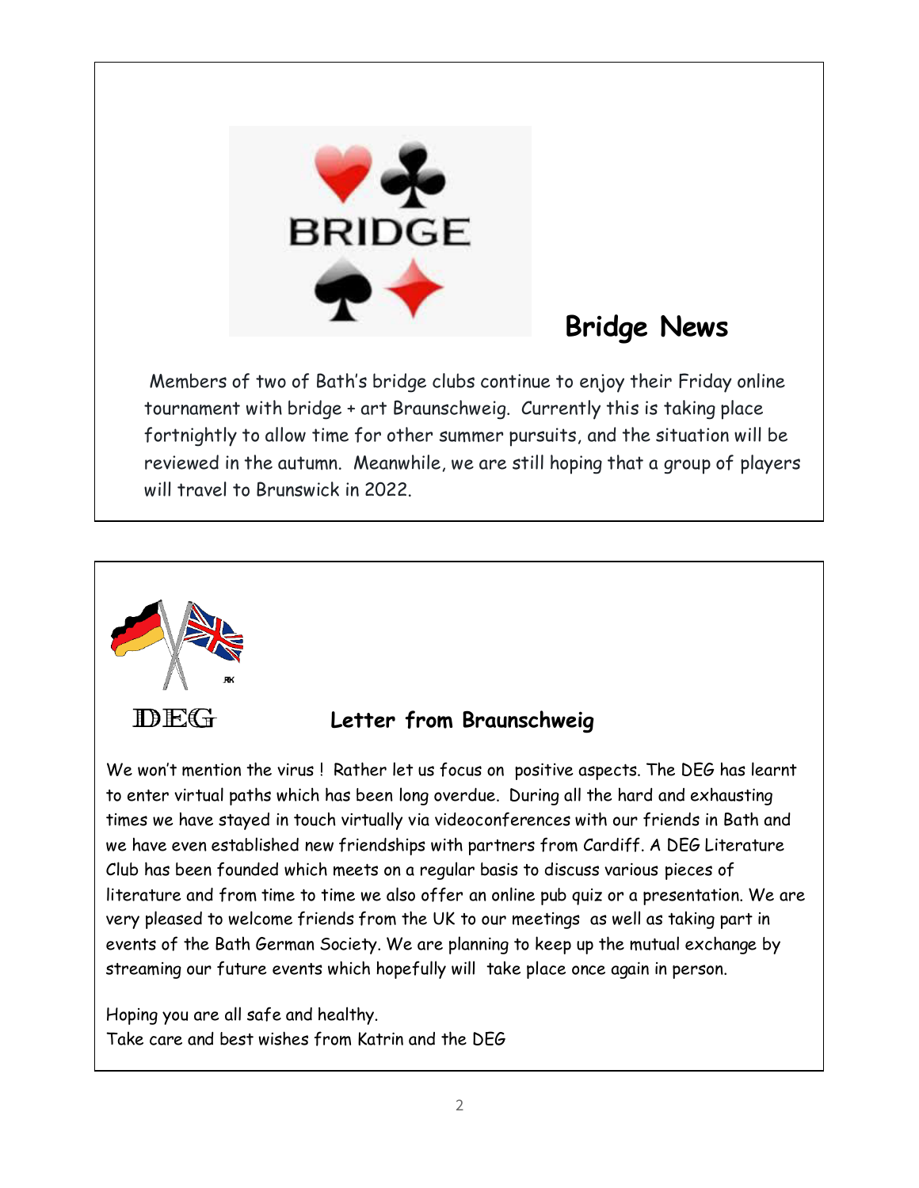## Bridge News

Members of two of Bath's bridge clubs continue to enjoy their Friday online tournament with bridge + art Braunschweig. Currently this is taking place fortnightly to allow time for other summer pursuits, and the situation will be reviewed in the autumn. Meanwhile, we are still hoping that a group of players will travel to Brunswick in 2022.

DEG

## Letter from Braunschweig

We won't mention the virus ! Rather let us focus on positive aspects. The DEG has learnt to enter virtual paths which has been long overdue. During all the hard and exhausting times we have stayed in touch virtually via videoconferences with our friends in Bath and we have even established new friendships with partners from Cardiff. A DEG Literature Club has been founded which meets on a regular basis to discuss various pieces of literature and from time to time we also offer an online pub quiz or a presentation. We are very pleased to welcome friends from the UK to our meetings as well as taking part in events of the Bath German Society. We are planning to keep up the mutual exchange by streaming our future events which hopefully will take place once again in person.

Hoping you are all safe and healthy.
Take care and best wishes from Katrin and the DEG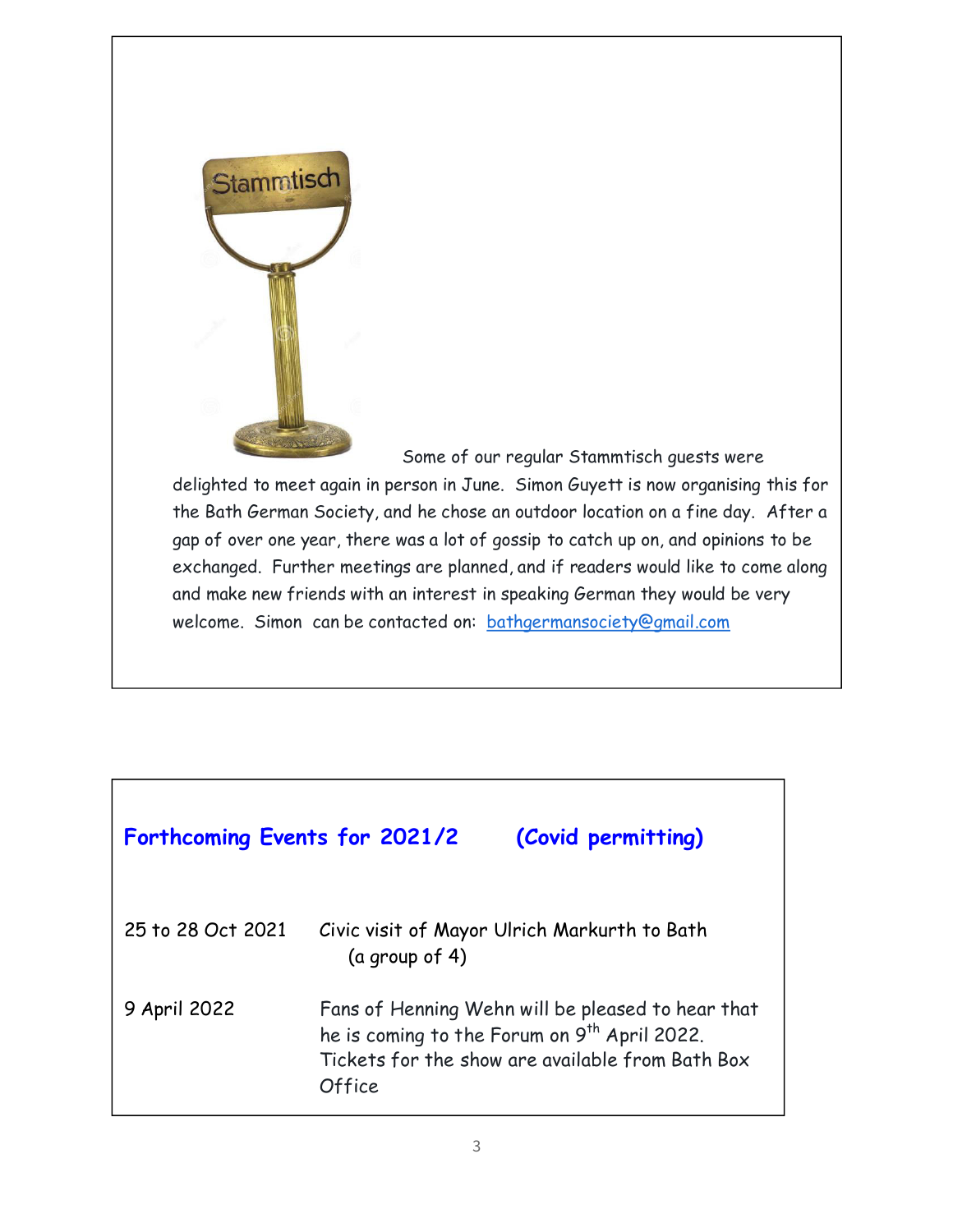Some of our regular Stammtisch guests were delighted to meet again in person in June. Simon Guyett is now organising this for the Bath German Society, and he chose an outdoor location on a fine day. After a gap of over one year, there was a lot of gossip to catch up on, and opinions to be exchanged. Further meetings are planned, and if readers would like to come along and make new friends with an interest in speaking German they would be very welcome. Simon can be contacted on: bathgermansociety@gmail.com

## Forthcoming Events for 2021/2 (Covid permitting)

| | |
|---|---|
| 25 to 28 Oct 2021 | Civic visit of Mayor Ulrich Markurth to Bath (a group of 4) |
| 9 April 2022 | Fans of Henning Wehn will be pleased to hear that he is coming to the Forum on 9th April 2022. Tickets for the show are available from Bath Box Office |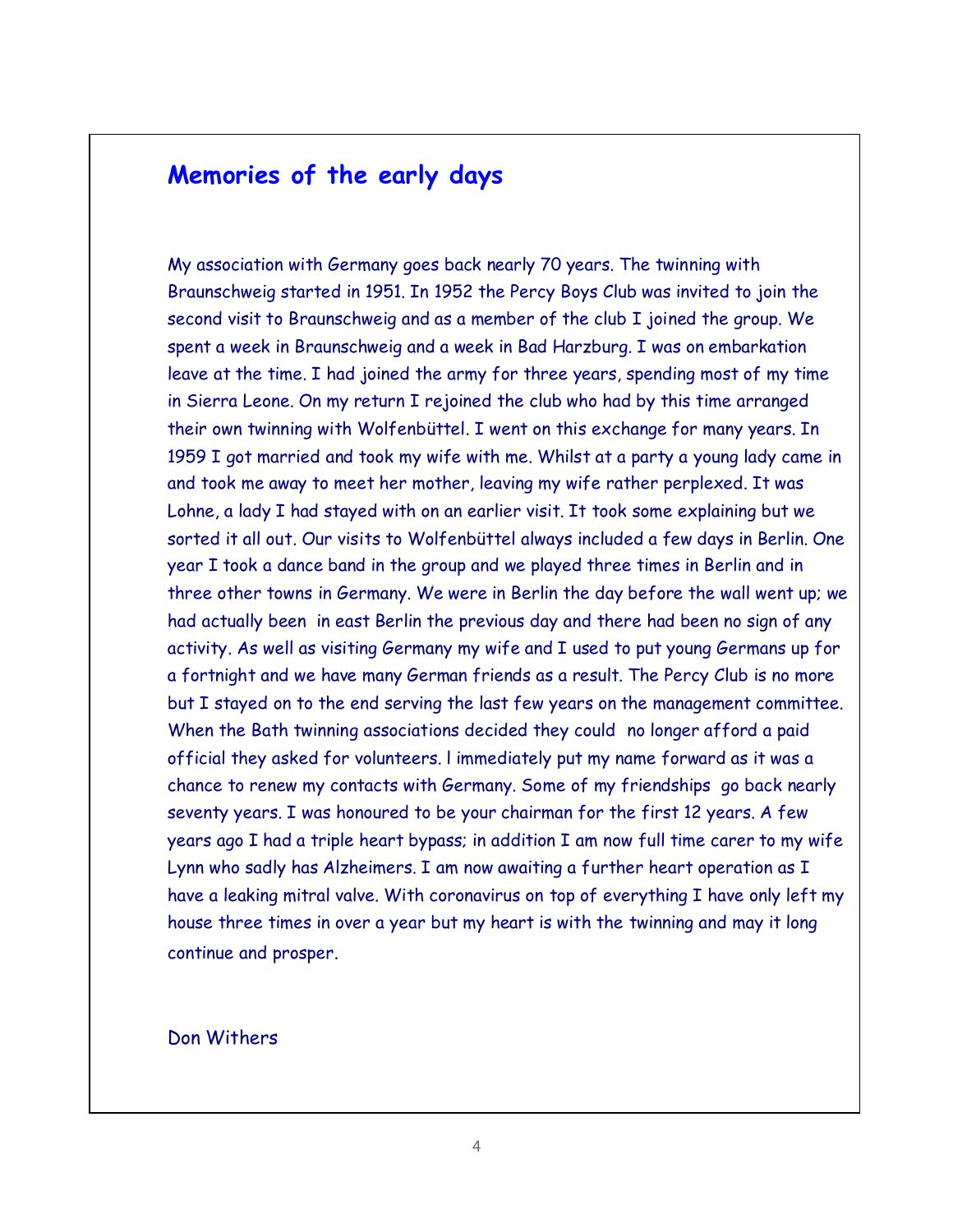## Memories of the early days

My association with Germany goes back nearly 70 years. The twinning with Braunschweig started in 1951. In 1952 the Percy Boys Club was invited to join the second visit to Braunschweig and as a member of the club I joined the group. We spent a week in Braunschweig and a week in Bad Harzburg. I was on embarkation leave at the time. I had joined the army for three years, spending most of my time in Sierra Leone. On my return I rejoined the club who had by this time arranged their own twinning with Wolfenbüttel. I went on this exchange for many years. In 1959 I got married and took my wife with me. Whilst at a party a young lady came in and took me away to meet her mother, leaving my wife rather perplexed. It was Lohne, a lady I had stayed with on an earlier visit. It took some explaining but we sorted it all out. Our visits to Wolfenbüttel always included a few days in Berlin. One year I took a dance band in the group and we played three times in Berlin and in three other towns in Germany. We were in Berlin the day before the wall went up; we had actually been in east Berlin the previous day and there had been no sign of any activity. As well as visiting Germany my wife and I used to put young Germans up for a fortnight and we have many German friends as a result. The Percy Club is no more but I stayed on to the end serving the last few years on the management committee. When the Bath twinning associations decided they could no longer afford a paid official they asked for volunteers. I immediately put my name forward as it was a chance to renew my contacts with Germany. Some of my friendships go back nearly seventy years. I was honoured to be your chairman for the first 12 years. A few years ago I had a triple heart bypass; in addition I am now full time carer to my wife Lynn who sadly has Alzheimers. I am now awaiting a further heart operation as I have a leaking mitral valve. With coronavirus on top of everything I have only left my house three times in over a year but my heart is with the twinning and may it long continue and prosper.

Don Withers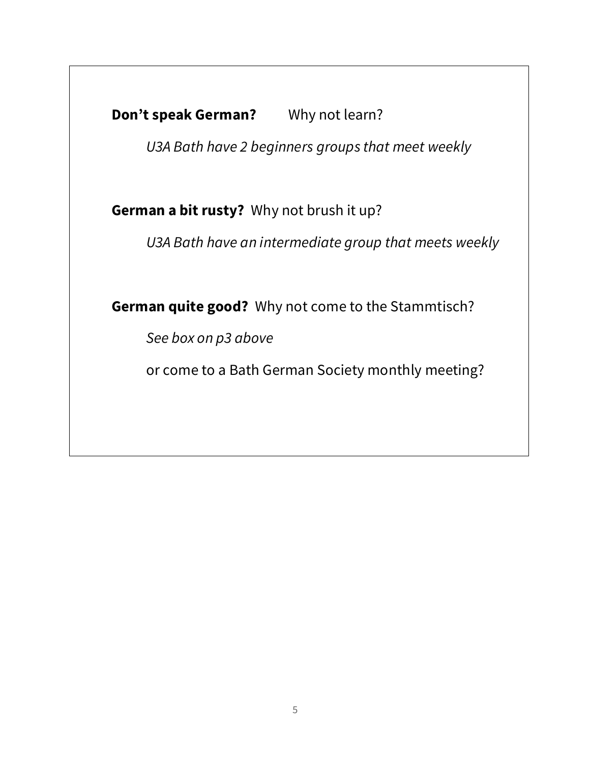**Don’t speak German?** Why not learn?

*U3A Bath have 2 beginners groups that meet weekly*

**German a bit rusty?** Why not brush it up?

*U3A Bath have an intermediate group that meets weekly*

**German quite good?** Why not come to the Stammtisch?

*See box on p3 above*

or come to a Bath German Society monthly meeting?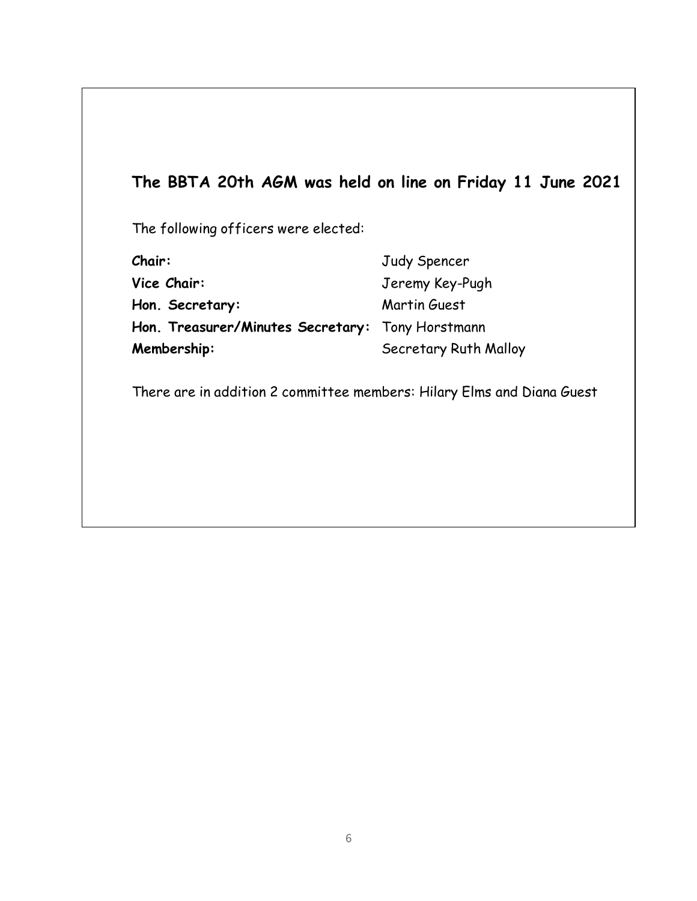## The BBTA 20th AGM was held on line on Friday 11 June 2021

The following officers were elected:

| | |
|---|---|
| **Chair:** | Judy Spencer |
| **Vice Chair:** | Jeremy Key-Pugh |
| **Hon. Secretary:** | Martin Guest |
| **Hon. Treasurer/Minutes Secretary:** | Tony Horstmann |
| **Membership:** | Secretary Ruth Malloy |

There are in addition 2 committee members: Hilary Elms and Diana Guest